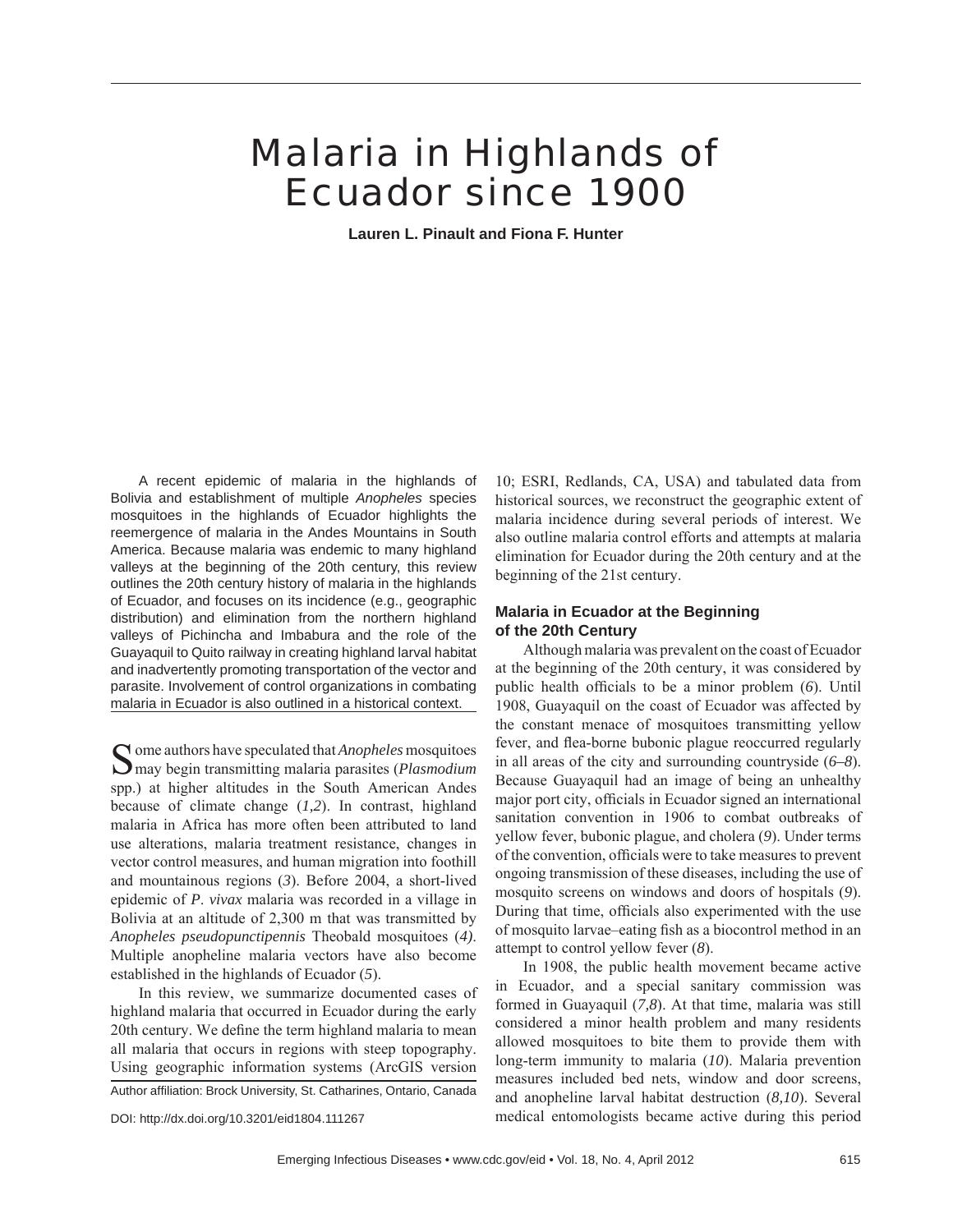# Malaria in Highlands of Ecuador since 1900

**Lauren L. Pinault and Fiona F. Hunter**

A recent epidemic of malaria in the highlands of Bolivia and establishment of multiple *Anopheles* species mosquitoes in the highlands of Ecuador highlights the reemergence of malaria in the Andes Mountains in South America. Because malaria was endemic to many highland valleys at the beginning of the 20th century, this review outlines the 20th century history of malaria in the highlands of Ecuador, and focuses on its incidence (e.g., geographic distribution) and elimination from the northern highland valleys of Pichincha and Imbabura and the role of the Guayaquil to Quito railway in creating highland larval habitat and inadvertently promoting transportation of the vector and parasite. Involvement of control organizations in combating malaria in Ecuador is also outlined in a historical context.

Some authors have speculated that *Anopheles* mosquitoes may begin transmitting malaria parasites (*Plasmodium* spp.) at higher altitudes in the South American Andes because of climate change (*1,2*). In contrast, highland malaria in Africa has more often been attributed to land use alterations, malaria treatment resistance, changes in vector control measures, and human migration into foothill and mountainous regions (*3*). Before 2004, a short-lived epidemic of *P. vivax* malaria was recorded in a village in Bolivia at an altitude of 2,300 m that was transmitted by *Anopheles pseudopunctipennis* Theobald mosquitoes (*4*). Multiple anopheline malaria vectors have also become established in the highlands of Ecuador (*5*).

In this review, we summarize documented cases of highland malaria that occurred in Ecuador during the early 20th century. We define the term highland malaria to mean all malaria that occurs in regions with steep topography. Using geographic information systems (ArcGIS version 10; ESRI, Redlands, CA, USA) and tabulated data from historical sources, we reconstruct the geographic extent of malaria incidence during several periods of interest. We also outline malaria control efforts and attempts at malaria elimination for Ecuador during the 20th century and at the beginning of the 21st century.

Author affiliation: Brock University, St. Catharines, Ontario, Canada

DOI: http://dx.doi.org/10.3201/eid1804.111267

## Malaria in Ecuador at the Beginning of the 20th Century

Although malaria was prevalent on the coast of Ecuador at the beginning of the 20th century, it was considered by public health officials to be a minor problem (*6*). Until 1908, Guayaquil on the coast of Ecuador was affected by the constant menace of mosquitoes transmitting yellow fever, and flea-borne bubonic plague reoccurred regularly in all areas of the city and surrounding countryside (*6–8*). Because Guayaquil had an image of being an unhealthy major port city, officials in Ecuador signed an international sanitation convention in 1906 to combat outbreaks of yellow fever, bubonic plague, and cholera (*9*). Under terms of the convention, officials were to take measures to prevent ongoing transmission of these diseases, including the use of mosquito screens on windows and doors of hospitals (*9*). During that time, officials also experimented with the use of mosquito larvae–eating fish as a biocontrol method in an attempt to control yellow fever (*8*).

In 1908, the public health movement became active in Ecuador, and a special sanitary commission was formed in Guayaquil (*7,8*). At that time, malaria was still considered a minor health problem and many residents allowed mosquitoes to bite them to provide them with long-term immunity to malaria (*10*). Malaria prevention measures included bed nets, window and door screens, and anopheline larval habitat destruction (*8,10*). Several medical entomologists became active during this period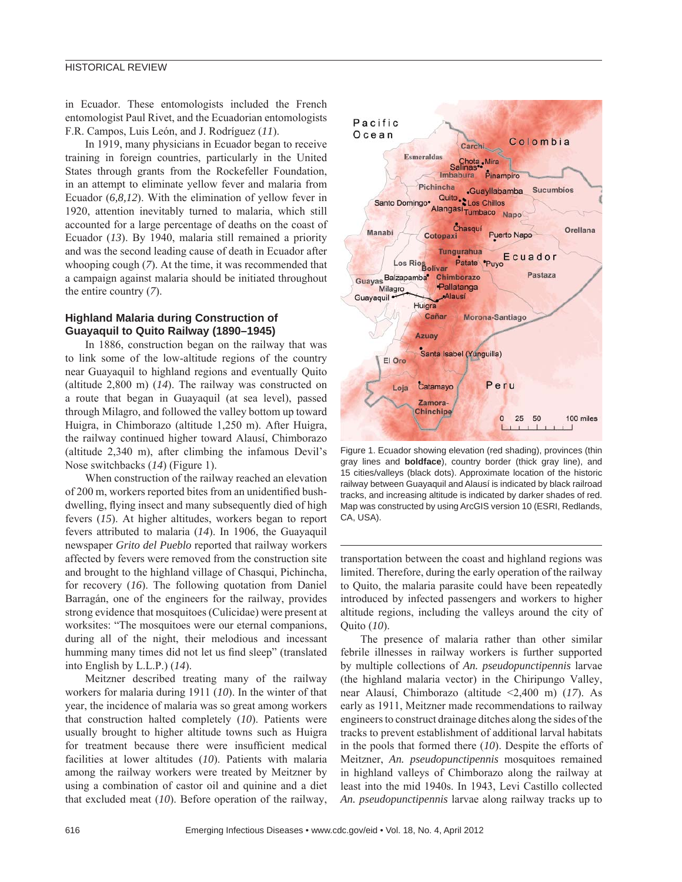in Ecuador. These entomologists included the French entomologist Paul Rivet, and the Ecuadorian entomologists F.R. Campos, Luis León, and J. Rodríguez (*11*).

In 1919, many physicians in Ecuador began to receive training in foreign countries, particularly in the United States through grants from the Rockefeller Foundation, in an attempt to eliminate yellow fever and malaria from Ecuador (*6,8,12*). With the elimination of yellow fever in 1920, attention inevitably turned to malaria, which still accounted for a large percentage of deaths on the coast of Ecuador (*13*). By 1940, malaria still remained a priority and was the second leading cause of death in Ecuador after whooping cough (*7*). At the time, it was recommended that a campaign against malaria should be initiated throughout the entire country (*7*).

### Highland Malaria during Construction of Guayaquil to Quito Railway (1890–1945)

In 1886, construction began on the railway that was to link some of the low-altitude regions of the country near Guayaquil to highland regions and eventually Quito (altitude 2,800 m) (*14*). The railway was constructed on a route that began in Guayaquil (at sea level), passed through Milagro, and followed the valley bottom up toward Huigra, in Chimborazo (altitude 1,250 m). After Huigra, the railway continued higher toward Alausí, Chimborazo (altitude 2,340 m), after climbing the infamous Devil's Nose switchbacks (*14*) (Figure 1).

When construction of the railway reached an elevation of 200 m, workers reported bites from an unidentified bush-dwelling, flying insect and many subsequently died of high fevers (*15*). At higher altitudes, workers began to report fevers attributed to malaria (*14*). In 1906, the Guayaquil newspaper *Grito del Pueblo* reported that railway workers affected by fevers were removed from the construction site and brought to the highland village of Chasqui, Pichincha, for recovery (*16*). The following quotation from Daniel Barragán, one of the engineers for the railway, provides strong evidence that mosquitoes (Culicidae) were present at worksites: "The mosquitoes were our eternal companions, during all of the night, their melodious and incessant humming many times did not let us find sleep" (translated into English by L.L.P.) (*14*).

Meitzner described treating many of the railway workers for malaria during 1911 (*10*). In the winter of that year, the incidence of malaria was so great among workers that construction halted completely (*10*). Patients were usually brought to higher altitude towns such as Huigra for treatment because there were insufficient medical facilities at lower altitudes (*10*). Patients with malaria among the railway workers were treated by Meitzner by using a combination of castor oil and quinine and a diet that excluded meat (*10*). Before operation of the railway, transportation between the coast and highland regions was limited. Therefore, during the early operation of the railway to Quito, the malaria parasite could have been repeatedly introduced by infected passengers and workers to higher altitude regions, including the valleys around the city of Quito (*10*).

Figure 1. Ecuador showing elevation (red shading), provinces (thin gray lines and **boldface**), country border (thick gray line), and 15 cities/valleys (black dots). Approximate location of the historic railway between Guayaquil and Alausí is indicated by black railroad tracks, and increasing altitude is indicated by darker shades of red. Map was constructed by using ArcGIS version 10 (ESRI, Redlands, CA, USA).

The presence of malaria rather than other similar febrile illnesses in railway workers is further supported by multiple collections of *An. pseudopunctipennis* larvae (the highland malaria vector) in the Chiripungo Valley, near Alausí, Chimborazo (altitude <2,400 m) (*17*). As early as 1911, Meitzner made recommendations to railway engineers to construct drainage ditches along the sides of the tracks to prevent establishment of additional larval habitats in the pools that formed there (*10*). Despite the efforts of Meitzner, *An. pseudopunctipennis* mosquitoes remained in highland valleys of Chimborazo along the railway at least into the mid 1940s. In 1943, Levi Castillo collected *An. pseudopunctipennis* larvae along railway tracks up to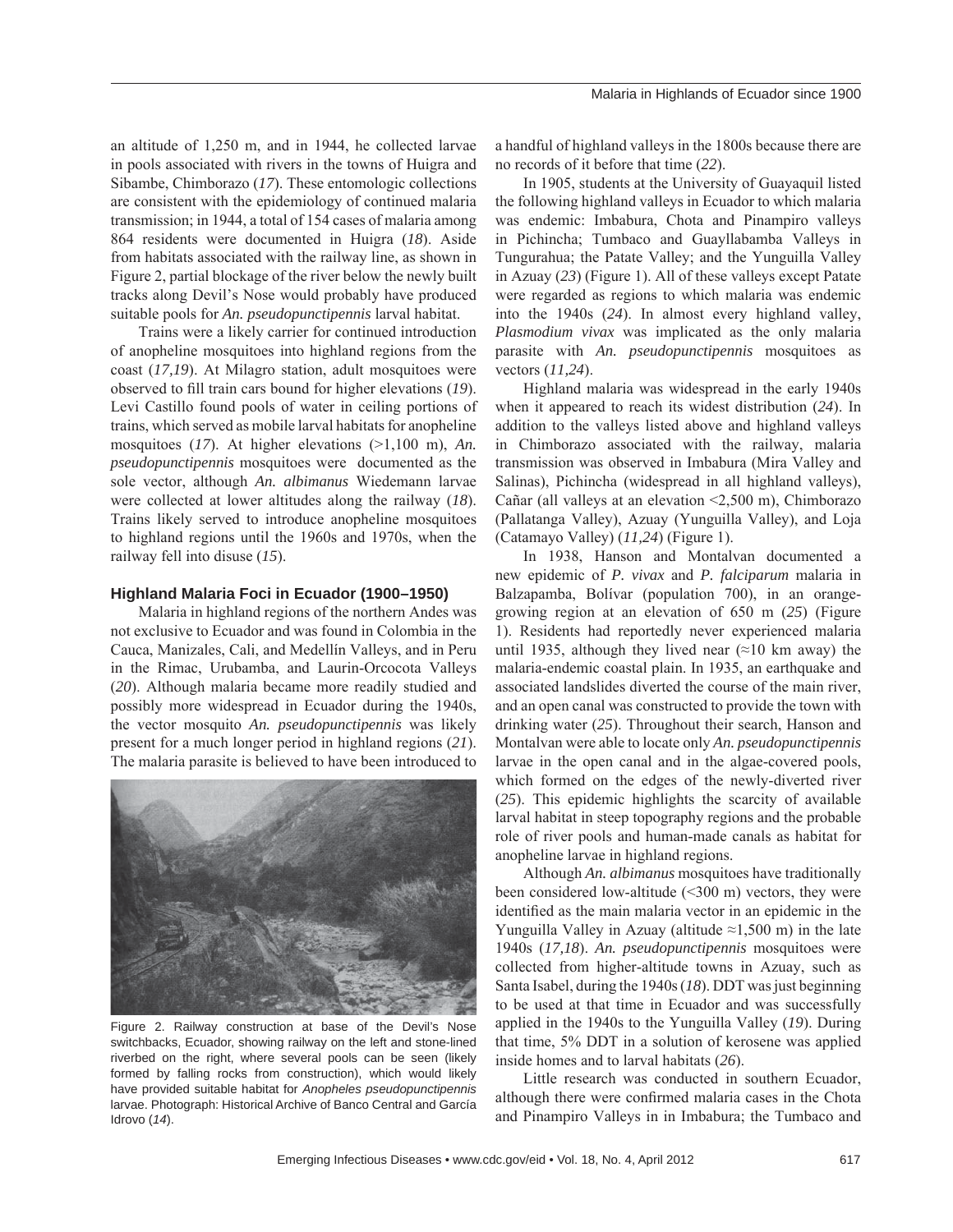an altitude of 1,250 m, and in 1944, he collected larvae in pools associated with rivers in the towns of Huigra and Sibambe, Chimborazo (*17*). These entomologic collections are consistent with the epidemiology of continued malaria transmission; in 1944, a total of 154 cases of malaria among 864 residents were documented in Huigra (*18*). Aside from habitats associated with the railway line, as shown in Figure 2, partial blockage of the river below the newly built tracks along Devil's Nose would probably have produced suitable pools for *An. pseudopunctipennis* larval habitat.

Trains were a likely carrier for continued introduction of anopheline mosquitoes into highland regions from the coast (*17,19*). At Milagro station, adult mosquitoes were observed to fill train cars bound for higher elevations (*19*). Levi Castillo found pools of water in ceiling portions of trains, which served as mobile larval habitats for anopheline mosquitoes (*17*). At higher elevations (>1,100 m), *An. pseudopunctipennis* mosquitoes were documented as the sole vector, although *An. albimanus* Wiedemann larvae were collected at lower altitudes along the railway (*18*). Trains likely served to introduce anopheline mosquitoes to highland regions until the 1960s and 1970s, when the railway fell into disuse (*15*).

### Highland Malaria Foci in Ecuador (1900–1950)

Malaria in highland regions of the northern Andes was not exclusive to Ecuador and was found in Colombia in the Cauca, Manizales, Cali, and Medellín Valleys, and in Peru in the Rimac, Urubamba, and Laurin-Orcocota Valleys (*20*). Although malaria became more readily studied and possibly more widespread in Ecuador during the 1940s, the vector mosquito *An. pseudopunctipennis* was likely present for a much longer period in highland regions (*21*). The malaria parasite is believed to have been introduced to

Figure 2. Railway construction at base of the Devil's Nose switchbacks, Ecuador, showing railway on the left and stone-lined riverbed on the right, where several pools can be seen (likely formed by falling rocks from construction), which would likely have provided suitable habitat for *Anopheles pseudopunctipennis* larvae. Photograph: Historical Archive of Banco Central and García Idrovo (*14*).

a handful of highland valleys in the 1800s because there are no records of it before that time (*22*).

In 1905, students at the University of Guayaquil listed the following highland valleys in Ecuador to which malaria was endemic: Imbabura, Chota and Pinampiro valleys in Pichincha; Tumbaco and Guayllabamba Valleys in Tungurahua; the Patate Valley; and the Yunguilla Valley in Azuay (*23*) (Figure 1). All of these valleys except Patate were regarded as regions to which malaria was endemic into the 1940s (*24*). In almost every highland valley, *Plasmodium vivax* was implicated as the only malaria parasite with *An. pseudopunctipennis* mosquitoes as vectors (*11,24*).

Highland malaria was widespread in the early 1940s when it appeared to reach its widest distribution (*24*). In addition to the valleys listed above and highland valleys in Chimborazo associated with the railway, malaria transmission was observed in Imbabura (Mira Valley and Salinas), Pichincha (widespread in all highland valleys), Cañar (all valleys at an elevation <2,500 m), Chimborazo (Pallatanga Valley), Azuay (Yunguilla Valley), and Loja (Catamayo Valley) (*11,24*) (Figure 1).

In 1938, Hanson and Montalvan documented a new epidemic of *P. vivax* and *P. falciparum* malaria in Balzapamba, Bolívar (population 700), in an orange-growing region at an elevation of 650 m (*25*) (Figure 1). Residents had reportedly never experienced malaria until 1935, although they lived near (≈10 km away) the malaria-endemic coastal plain. In 1935, an earthquake and associated landslides diverted the course of the main river, and an open canal was constructed to provide the town with drinking water (*25*). Throughout their search, Hanson and Montalvan were able to locate only *An. pseudopunctipennis* larvae in the open canal and in the algae-covered pools, which formed on the edges of the newly-diverted river (*25*). This epidemic highlights the scarcity of available larval habitat in steep topography regions and the probable role of river pools and human-made canals as habitat for anopheline larvae in highland regions.

Although *An. albimanus* mosquitoes have traditionally been considered low-altitude (<300 m) vectors, they were identified as the main malaria vector in an epidemic in the Yunguilla Valley in Azuay (altitude ≈1,500 m) in the late 1940s (*17,18*). *An. pseudopunctipennis* mosquitoes were collected from higher-altitude towns in Azuay, such as Santa Isabel, during the 1940s (*18*). DDT was just beginning to be used at that time in Ecuador and was successfully applied in the 1940s to the Yunguilla Valley (*19*). During that time, 5% DDT in a solution of kerosene was applied inside homes and to larval habitats (*26*).

Little research was conducted in southern Ecuador, although there were confirmed malaria cases in the Chota and Pinampiro Valleys in in Imbabura; the Tumbaco and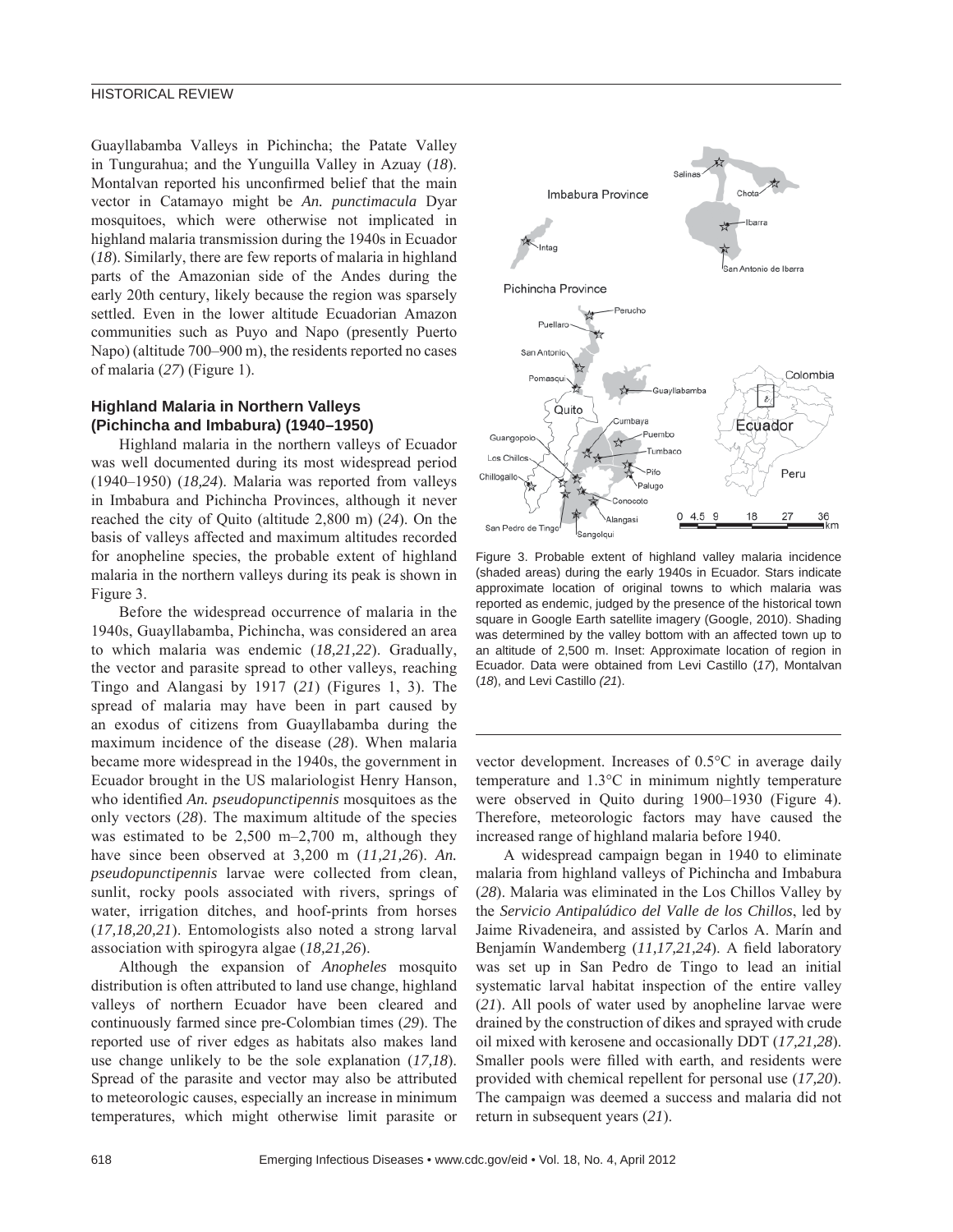Guayllabamba Valleys in Pichincha; the Patate Valley in Tungurahua; and the Yunguilla Valley in Azuay (*18*). Montalvan reported his unconfirmed belief that the main vector in Catamayo might be *An. punctimacula* Dyar mosquitoes, which were otherwise not implicated in highland malaria transmission during the 1940s in Ecuador (*18*). Similarly, there are few reports of malaria in highland parts of the Amazonian side of the Andes during the early 20th century, likely because the region was sparsely settled. Even in the lower altitude Ecuadorian Amazon communities such as Puyo and Napo (presently Puerto Napo) (altitude 700–900 m), the residents reported no cases of malaria (*27*) (Figure 1).

### Highland Malaria in Northern Valleys (Pichincha and Imbabura) (1940–1950)

Highland malaria in the northern valleys of Ecuador was well documented during its most widespread period (1940–1950) (*18,24*). Malaria was reported from valleys in Imbabura and Pichincha Provinces, although it never reached the city of Quito (altitude 2,800 m) (*24*). On the basis of valleys affected and maximum altitudes recorded for anopheline species, the probable extent of highland malaria in the northern valleys during its peak is shown in Figure 3.

Before the widespread occurrence of malaria in the 1940s, Guayllabamba, Pichincha, was considered an area to which malaria was endemic (*18,21,22*). Gradually, the vector and parasite spread to other valleys, reaching Tingo and Alangasi by 1917 (*21*) (Figures 1, 3). The spread of malaria may have been in part caused by an exodus of citizens from Guayllabamba during the maximum incidence of the disease (*28*). When malaria became more widespread in the 1940s, the government in Ecuador brought in the US malariologist Henry Hanson, who identified *An. pseudopunctipennis* mosquitoes as the only vectors (*28*). The maximum altitude of the species was estimated to be 2,500 m–2,700 m, although they have since been observed at 3,200 m (*11,21,26*). *An. pseudopunctipennis* larvae were collected from clean, sunlit, rocky pools associated with rivers, springs of water, irrigation ditches, and hoof-prints from horses (*17,18,20,21*). Entomologists also noted a strong larval association with spirogyra algae (*18,21,26*).

Although the expansion of *Anopheles* mosquito distribution is often attributed to land use change, highland valleys of northern Ecuador have been cleared and continuously farmed since pre-Colombian times (*29*). The reported use of river edges as habitats also makes land use change unlikely to be the sole explanation (*17,18*). Spread of the parasite and vector may also be attributed to meteorologic causes, especially an increase in minimum temperatures, which might otherwise limit parasite or vector development. Increases of 0.5°C in average daily temperature and 1.3°C in minimum nightly temperature were observed in Quito during 1900–1930 (Figure 4). Therefore, meteorologic factors may have caused the increased range of highland malaria before 1940.

A widespread campaign began in 1940 to eliminate malaria from highland valleys of Pichincha and Imbabura (*28*). Malaria was eliminated in the Los Chillos Valley by the *Servicio Antipalúdico del Valle de los Chillos*, led by Jaime Rivadeneira, and assisted by Carlos A. Marín and Benjamín Wandemberg (*11,17,21,24*). A field laboratory was set up in San Pedro de Tingo to lead an initial systematic larval habitat inspection of the entire valley (*21*). All pools of water used by anopheline larvae were drained by the construction of dikes and sprayed with crude oil mixed with kerosene and occasionally DDT (*17,21,28*). Smaller pools were filled with earth, and residents were provided with chemical repellent for personal use (*17,20*). The campaign was deemed a success and malaria did not return in subsequent years (*21*).

Figure 3. Probable extent of highland valley malaria incidence (shaded areas) during the early 1940s in Ecuador. Stars indicate approximate location of original towns to which malaria was reported as endemic, judged by the presence of the historical town square in Google Earth satellite imagery (Google, 2010). Shading was determined by the valley bottom with an affected town up to an altitude of 2,500 m. Inset: Approximate location of region in Ecuador. Data were obtained from Levi Castillo (*17*), Montalvan (*18*), and Levi Castillo (*21*).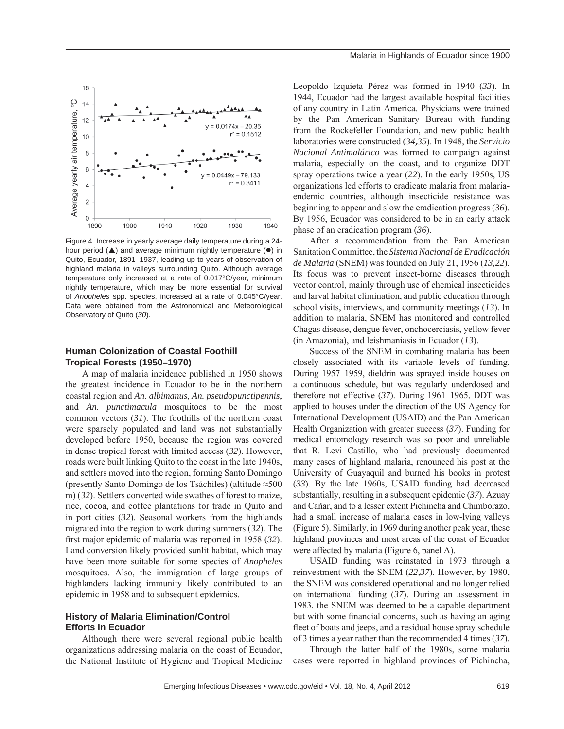Figure 4. Increase in yearly average daily temperature during a 24-hour period (▲) and average minimum nightly temperature (●) in Quito, Ecuador, 1891–1937, leading up to years of observation of highland malaria in valleys surrounding Quito. Although average temperature only increased at a rate of 0.017°C/year, minimum nightly temperature, which may be more essential for survival of *Anopheles* spp. species, increased at a rate of 0.045°C/year. Data were obtained from the Astronomical and Meteorological Observatory of Quito (*30*).

## Human Colonization of Coastal Foothill Tropical Forests (1950–1970)

A map of malaria incidence published in 1950 shows the greatest incidence in Ecuador to be in the northern coastal region and *An. albimanus*, *An. pseudopunctipennis*, and *An. punctimacula* mosquitoes to be the most common vectors (*31*). The foothills of the northern coast were sparsely populated and land was not substantially developed before 1950, because the region was covered in dense tropical forest with limited access (*32*). However, roads were built linking Quito to the coast in the late 1940s, and settlers moved into the region, forming Santo Domingo (presently Santo Domingo de los Tsáchiles) (altitude ≈500 m) (*32*). Settlers converted wide swathes of forest to maize, rice, cocoa, and coffee plantations for trade in Quito and in port cities (*32*). Seasonal workers from the highlands migrated into the region to work during summers (*32*). The first major epidemic of malaria was reported in 1958 (*32*). Land conversion likely provided sunlit habitat, which may have been more suitable for some species of *Anopheles* mosquitoes. Also, the immigration of large groups of highlanders lacking immunity likely contributed to an epidemic in 1958 and to subsequent epidemics.

## History of Malaria Elimination/Control Efforts in Ecuador

Although there were several regional public health organizations addressing malaria on the coast of Ecuador, the National Institute of Hygiene and Tropical Medicine Leopoldo Izquieta Pérez was formed in 1940 (*33*). In 1944, Ecuador had the largest available hospital facilities of any country in Latin America. Physicians were trained by the Pan American Sanitary Bureau with funding from the Rockefeller Foundation, and new public health laboratories were constructed (*34,35*). In 1948, the *Servicio Nacional Antimalárico* was formed to campaign against malaria, especially on the coast, and to organize DDT spray operations twice a year (*22*). In the early 1950s, US organizations led efforts to eradicate malaria from malaria-endemic countries, although insecticide resistance was beginning to appear and slow the eradication progress (*36*). By 1956, Ecuador was considered to be in an early attack phase of an eradication program (*36*).

After a recommendation from the Pan American Sanitation Committee, the *Sistema Nacional de Eradicación de Malaria* (SNEM) was founded on July 21, 1956 (*13,22*). Its focus was to prevent insect-borne diseases through vector control, mainly through use of chemical insecticides and larval habitat elimination, and public education through school visits, interviews, and community meetings (*13*). In addition to malaria, SNEM has monitored and controlled Chagas disease, dengue fever, onchocerciasis, yellow fever (in Amazonia), and leishmaniasis in Ecuador (*13*).

Success of the SNEM in combating malaria has been closely associated with its variable levels of funding. During 1957–1959, dieldrin was sprayed inside houses on a continuous schedule, but was regularly underdosed and therefore not effective (*37*). During 1961–1965, DDT was applied to houses under the direction of the US Agency for International Development (USAID) and the Pan American Health Organization with greater success (*37*). Funding for medical entomology research was so poor and unreliable that R. Levi Castillo, who had previously documented many cases of highland malaria, renounced his post at the University of Guayaquil and burned his books in protest (*33*). By the late 1960s, USAID funding had decreased substantially, resulting in a subsequent epidemic (*37*). Azuay and Cañar, and to a lesser extent Pichincha and Chimborazo, had a small increase of malaria cases in low-lying valleys (Figure 5). Similarly, in 1969 during another peak year, these highland provinces and most areas of the coast of Ecuador were affected by malaria (Figure 6, panel A).

USAID funding was reinstated in 1973 through a reinvestment with the SNEM (*22,37*). However, by 1980, the SNEM was considered operational and no longer relied on international funding (*37*). During an assessment in 1983, the SNEM was deemed to be a capable department but with some financial concerns, such as having an aging fleet of boats and jeeps, and a residual house spray schedule of 3 times a year rather than the recommended 4 times (*37*).

Through the latter half of the 1980s, some malaria cases were reported in highland provinces of Pichincha,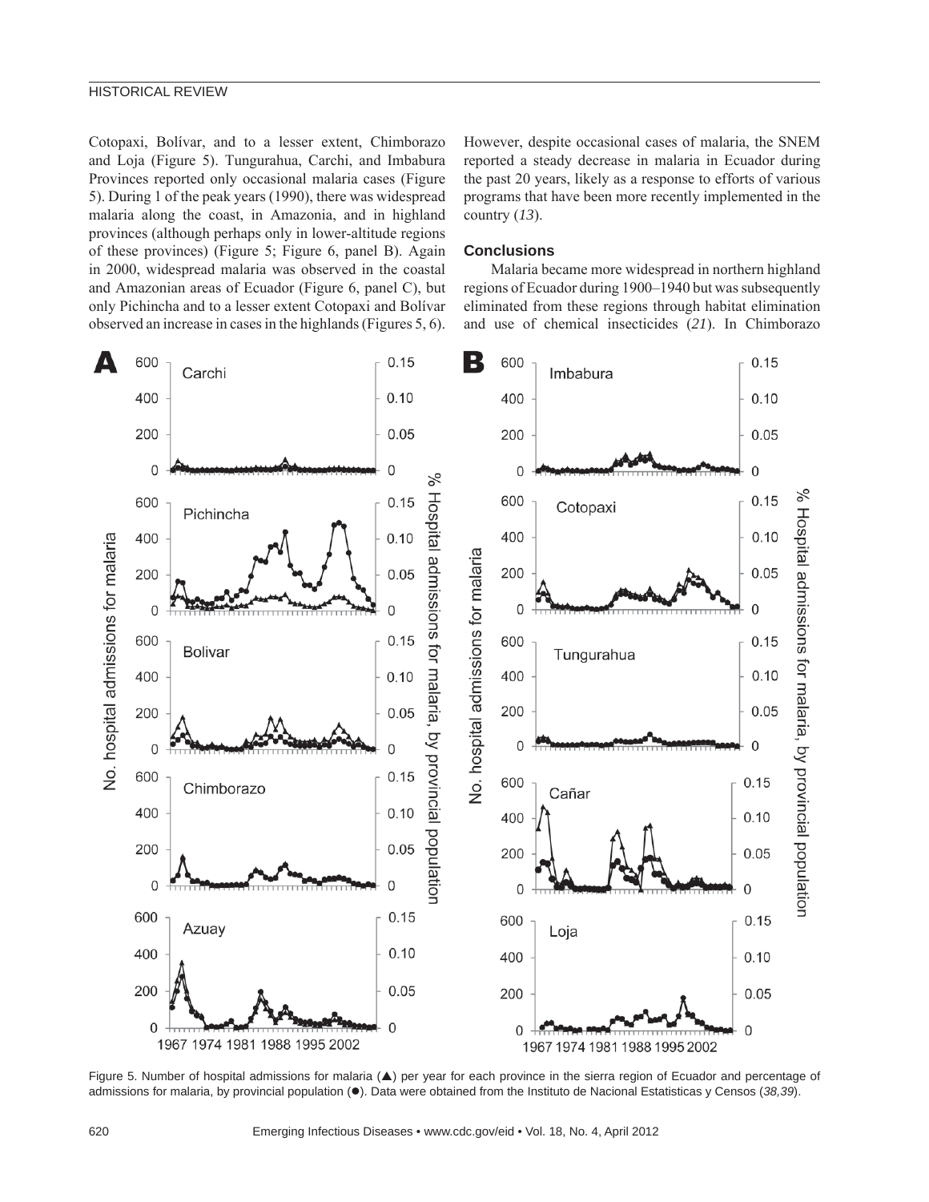Cotopaxi, Bolívar, and to a lesser extent, Chimborazo and Loja (Figure 5). Tungurahua, Carchi, and Imbabura Provinces reported only occasional malaria cases (Figure 5). During 1 of the peak years (1990), there was widespread malaria along the coast, in Amazonia, and in highland provinces (although perhaps only in lower-altitude regions of these provinces) (Figure 5; Figure 6, panel B). Again in 2000, widespread malaria was observed in the coastal and Amazonian areas of Ecuador (Figure 6, panel C), but only Pichincha and to a lesser extent Cotopaxi and Bolívar observed an increase in cases in the highlands (Figures 5, 6).

However, despite occasional cases of malaria, the SNEM reported a steady decrease in malaria in Ecuador during the past 20 years, likely as a response to efforts of various programs that have been more recently implemented in the country (*13*).

## Conclusions

Malaria became more widespread in northern highland regions of Ecuador during 1900–1940 but was subsequently eliminated from these regions through habitat elimination and use of chemical insecticides (*21*). In Chimborazo

Figure 5. Number of hospital admissions for malaria (▲) per year for each province in the sierra region of Ecuador and percentage of admissions for malaria, by provincial population (●). Data were obtained from the Instituto de Nacional Estatisticas y Censos (*38*,*39*).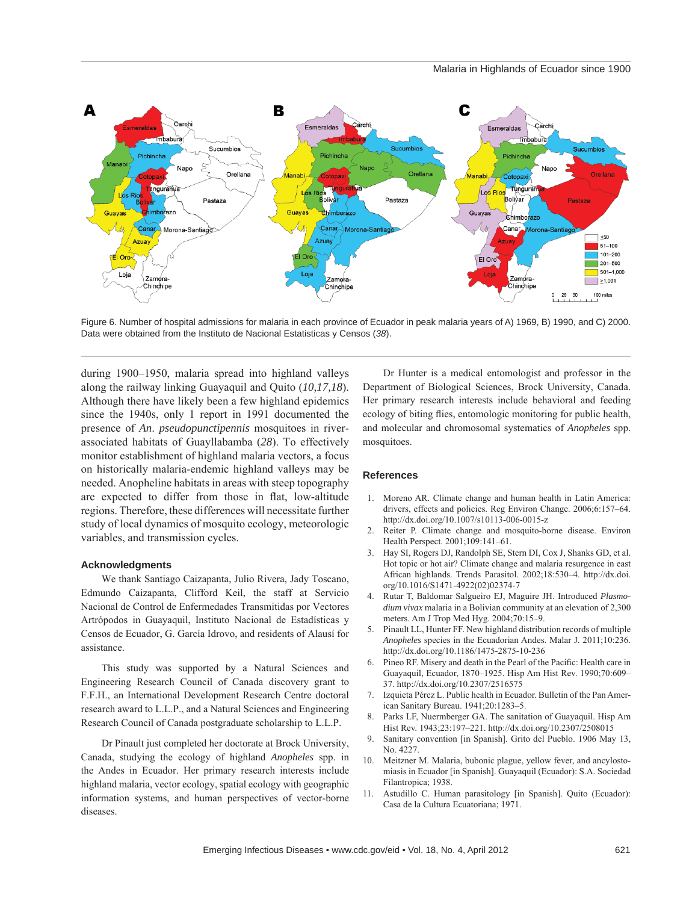Figure 6. Number of hospital admissions for malaria in each province of Ecuador in peak malaria years of A) 1969, B) 1990, and C) 2000. Data were obtained from the Instituto de Nacional Estatisticas y Censos (*38*).

during 1900–1950, malaria spread into highland valleys along the railway linking Guayaquil and Quito (*10,17,18*). Although there have likely been a few highland epidemics since the 1940s, only 1 report in 1991 documented the presence of *An. pseudopunctipennis* mosquitoes in river-associated habitats of Guayllabamba (*28*). To effectively monitor establishment of highland malaria vectors, a focus on historically malaria-endemic highland valleys may be needed. Anopheline habitats in areas with steep topography are expected to differ from those in flat, low-altitude regions. Therefore, these differences will necessitate further study of local dynamics of mosquito ecology, meteorologic variables, and transmission cycles.

### Acknowledgments

We thank Santiago Caizapanta, Julio Rivera, Jady Toscano, Edmundo Caizapanta, Clifford Keil, the staff at Servicio Nacional de Control de Enfermedades Transmitidas por Vectores Artrópodos in Guayaquil, Instituto Nacional de Estadísticas y Censos de Ecuador, G. García Idrovo, and residents of Alausí for assistance.

This study was supported by a Natural Sciences and Engineering Research Council of Canada discovery grant to F.F.H., an International Development Research Centre doctoral research award to L.L.P., and a Natural Sciences and Engineering Research Council of Canada postgraduate scholarship to L.L.P.

Dr Pinault just completed her doctorate at Brock University, Canada, studying the ecology of highland *Anopheles* spp. in the Andes in Ecuador. Her primary research interests include highland malaria, vector ecology, spatial ecology with geographic information systems, and human perspectives of vector-borne diseases.

Dr Hunter is a medical entomologist and professor in the Department of Biological Sciences, Brock University, Canada. Her primary research interests include behavioral and feeding ecology of biting flies, entomologic monitoring for public health, and molecular and chromosomal systematics of *Anopheles* spp. mosquitoes.

### References

1. Moreno AR. Climate change and human health in Latin America: drivers, effects and policies. Reg Environ Change. 2006;6:157–64. http://dx.doi.org/10.1007/s10113-006-0015-z
2. Reiter P. Climate change and mosquito-borne disease. Environ Health Perspect. 2001;109:141–61.
3. Hay SI, Rogers DJ, Randolph SE, Stern DI, Cox J, Shanks GD, et al. Hot topic or hot air? Climate change and malaria resurgence in east African highlands. Trends Parasitol. 2002;18:530–4. http://dx.doi.org/10.1016/S1471-4922(02)02374-7
4. Rutar T, Baldomar Salgueiro EJ, Maguire JH. Introduced *Plasmodium vivax* malaria in a Bolivian community at an elevation of 2,300 meters. Am J Trop Med Hyg. 2004;70:15–9.
5. Pinault LL, Hunter FF. New highland distribution records of multiple *Anopheles* species in the Ecuadorian Andes. Malar J. 2011;10:236. http://dx.doi.org/10.1186/1475-2875-10-236
6. Pineo RF. Misery and death in the Pearl of the Pacific: Health care in Guayaquil, Ecuador, 1870–1925. Hisp Am Hist Rev. 1990;70:609–37. http://dx.doi.org/10.2307/2516575
7. Izquieta Pérez L. Public health in Ecuador. Bulletin of the Pan American Sanitary Bureau. 1941;20:1283–5.
8. Parks LF, Nuermberger GA. The sanitation of Guayaquil. Hisp Am Hist Rev. 1943;23:197–221. http://dx.doi.org/10.2307/2508015
9. Sanitary convention [in Spanish]. Grito del Pueblo. 1906 May 13, No. 4227.
10. Meitzner M. Malaria, bubonic plague, yellow fever, and ancylostomiasis in Ecuador [in Spanish]. Guayaquil (Ecuador): S.A. Sociedad Filantropica; 1938.
11. Astudillo C. Human parasitology [in Spanish]. Quito (Ecuador): Casa de la Cultura Ecuatoriana; 1971.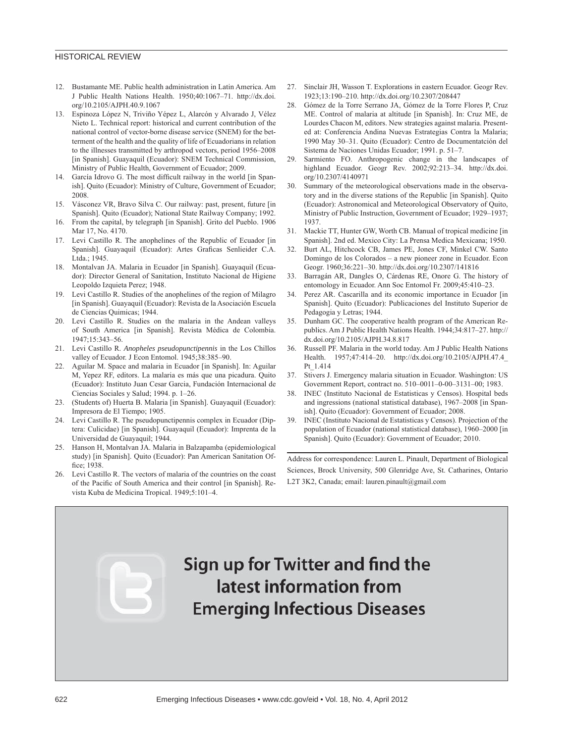12. Bustamante ME. Public health administration in Latin America. Am J Public Health Nations Health. 1950;40:1067–71. http://dx.doi.org/10.2105/AJPH.40.9.1067
13. Espinoza López N, Triviño Yépez L, Alarcón y Alvarado J, Vélez Nieto L. Technical report: historical and current contribution of the national control of vector-borne disease service (SNEM) for the betterment of the health and the quality of life of Ecuadorians in relation to the illnesses transmitted by arthropod vectors, period 1956–2008 [in Spanish]. Guayaquil (Ecuador): SNEM Technical Commission, Ministry of Public Health, Government of Ecuador; 2009.
14. García Idrovo G. The most difficult railway in the world [in Spanish]. Quito (Ecuador): Ministry of Culture, Government of Ecuador; 2008.
15. Vásconez VR, Bravo Silva C. Our railway: past, present, future [in Spanish]. Quito (Ecuador); National State Railway Company; 1992.
16. From the capital, by telegraph [in Spanish]. Grito del Pueblo. 1906 Mar 17, No. 4170.
17. Levi Castillo R. The anophelines of the Republic of Ecuador [in Spanish]. Guayaquil (Ecuador): Artes Graficas Senlieider C.A. Ltda.; 1945.
18. Montalvan JA. Malaria in Ecuador [in Spanish]. Guayaquil (Ecuador): Director General of Sanitation, Instituto Nacional de Higiene Leopoldo Izquieta Perez; 1948.
19. Levi Castillo R. Studies of the anophelines of the region of Milagro [in Spanish]. Guayaquil (Ecuador): Revista de la Asociación Escuela de Ciencias Quimicas; 1944.
20. Levi Castillo R. Studies on the malaria in the Andean valleys of South America [in Spanish]. Revista Médica de Colombia. 1947;15:343–56.
21. Levi Castillo R. *Anopheles pseudopunctipennis* in the Los Chillos valley of Ecuador. J Econ Entomol. 1945;38:385–90.
22. Aguilar M. Space and malaria in Ecuador [in Spanish]. In: Aguilar M, Yepez RF, editors. La malaria es más que una picadura. Quito (Ecuador): Instituto Juan Cesar Garcia, Fundación Internacional de Ciencias Sociales y Salud; 1994. p. 1–26.
23. (Students of) Huerta B. Malaria [in Spanish]. Guayaquil (Ecuador): Impresora de El Tiempo; 1905.
24. Levi Castillo R. The pseudopunctipennis complex in Ecuador (Diptera: Culicidae) [in Spanish]. Guayaquil (Ecuador): Imprenta de la Universidad de Guayaquil; 1944.
25. Hanson H, Montalvan JA. Malaria in Balzapamba (epidemiological study) [in Spanish]. Quito (Ecuador): Pan American Sanitation Office; 1938.
26. Levi Castillo R. The vectors of malaria of the countries on the coast of the Pacific of South America and their control [in Spanish]. Revista Kuba de Medicina Tropical. 1949;5:101–4.
27. Sinclair JH, Wasson T. Explorations in eastern Ecuador. Geogr Rev. 1923;13:190–210. http://dx.doi.org/10.2307/208447
28. Gómez de la Torre Serrano JA, Gómez de la Torre Flores P, Cruz ME. Control of malaria at altitude [in Spanish]. In: Cruz ME, de Lourdes Chacon M, editors. New strategies against malaria. Presented at: Conferencia Andina Nuevas Estrategias Contra la Malaria; 1990 May 30–31. Quito (Ecuador): Centro de Documentatción del Sistema de Naciones Unidas Ecuador; 1991. p. 51–7.
29. Sarmiento FO. Anthropogenic change in the landscapes of highland Ecuador. Geogr Rev. 2002;92:213–34. http://dx.doi.org/10.2307/4140971
30. Summary of the meteorological observations made in the observatory and in the diverse stations of the Republic [in Spanish]. Quito (Ecuador): Astronomical and Meteorological Observatory of Quito, Ministry of Public Instruction, Government of Ecuador; 1929–1937; 1937.
31. Mackie TT, Hunter GW, Worth CB. Manual of tropical medicine [in Spanish]. 2nd ed. Mexico City: La Prensa Medica Mexicana; 1950.
32. Burt AL, Hitchcock CB, James PE, Jones CF, Minkel CW. Santo Domingo de los Colorados – a new pioneer zone in Ecuador. Econ Geogr. 1960;36:221–30. http://dx.doi.org/10.2307/141816
33. Barragán AR, Dangles O, Cárdenas RE, Onore G. The history of entomology in Ecuador. Ann Soc Entomol Fr. 2009;45:410–23.
34. Perez AR. Cascarilla and its economic importance in Ecuador [in Spanish]. Quito (Ecuador): Publicaciones del Instituto Superior de Pedagogia y Letras; 1944.
35. Dunham GC. The cooperative health program of the American Republics. Am J Public Health Nations Health. 1944;34:817–27. http://dx.doi.org/10.2105/AJPH.34.8.817
36. Russell PF. Malaria in the world today. Am J Public Health Nations Health. 1957;47:414–20. http://dx.doi.org/10.2105/AJPH.47.4_Pt_1.414
37. Stivers J. Emergency malaria situation in Ecuador. Washington: US Government Report, contract no. 510–0011–0-00–3131–00; 1983.
38. INEC (Instituto Nacional de Estatisticas y Censos). Hospital beds and ingressions (national statistical database), 1967–2008 [in Spanish]. Quito (Ecuador): Government of Ecuador; 2008.
39. INEC (Instituto Nacional de Estatisticas y Censos). Projection of the population of Ecuador (national statistical database), 1960–2000 [in Spanish]. Quito (Ecuador): Government of Ecuador; 2010.

Address for correspondence: Lauren L. Pinault, Department of Biological Sciences, Brock University, 500 Glenridge Ave, St. Catharines, Ontario L2T 3K2, Canada; email: lauren.pinault@gmail.com

Sign up for Twitter and find the latest information from Emerging Infectious Diseases